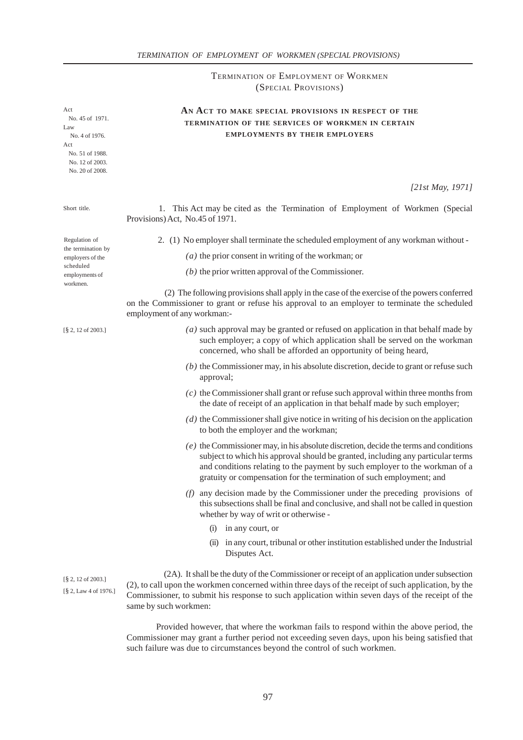# TERMINATION OF EMPLOYMENT OF WORKMEN (SPECIAL PROVISIONS)

Act No. 45 of 1971.
Law No. 4 of 1976.
Act No. 51 of 1988.
No. 12 of 2003.
No. 20 of 2008.

## AN ACT TO MAKE SPECIAL PROVISIONS IN RESPECT OF THE TERMINATION OF THE SERVICES OF WORKMEN IN CERTAIN EMPLOYMENTS BY THEIR EMPLOYERS

*[21st May, 1971]*

Short title.

1. This Act may be cited as the Termination of Employment of Workmen (Special Provisions) Act, No.45 of 1971.

Regulation of the termination by employers of the scheduled employments of workmen.

2. (1) No employer shall terminate the scheduled employment of any workman without -

*(a)* the prior consent in writing of the workman; or

*(b)* the prior written approval of the Commissioner.

(2) The following provisions shall apply in the case of the exercise of the powers conferred on the Commissioner to grant or refuse his approval to an employer to terminate the scheduled employment of any workman:-

[§ 2, 12 of 2003.]

*(a)* such approval may be granted or refused on application in that behalf made by such employer; a copy of which application shall be served on the workman concerned, who shall be afforded an opportunity of being heard,

*(b)* the Commissioner may, in his absolute discretion, decide to grant or refuse such approval;

*(c)* the Commissioner shall grant or refuse such approval within three months from the date of receipt of an application in that behalf made by such employer;

*(d)* the Commissioner shall give notice in writing of his decision on the application to both the employer and the workman;

*(e)* the Commissioner may, in his absolute discretion, decide the terms and conditions subject to which his approval should be granted, including any particular terms and conditions relating to the payment by such employer to the workman of a gratuity or compensation for the termination of such employment; and

*(f)* any decision made by the Commissioner under the preceding provisions of this subsections shall be final and conclusive, and shall not be called in question whether by way of writ or otherwise -

(i) in any court, or

(ii) in any court, tribunal or other institution established under the Industrial Disputes Act.

[§ 2, 12 of 2003.]
[§ 2, Law 4 of 1976.]

(2A). It shall be the duty of the Commissioner or receipt of an application under subsection (2), to call upon the workmen concerned within three days of the receipt of such application, by the Commissioner, to submit his response to such application within seven days of the receipt of the same by such workmen:

Provided however, that where the workman fails to respond within the above period, the Commissioner may grant a further period not exceeding seven days, upon his being satisfied that such failure was due to circumstances beyond the control of such workmen.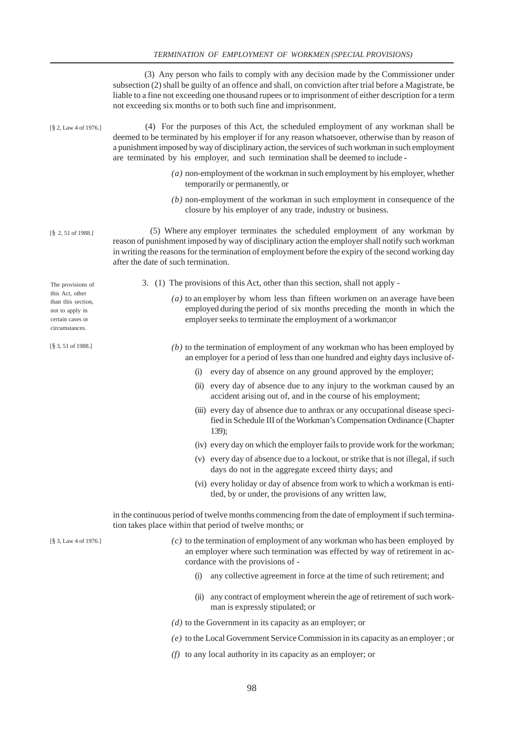(3) Any person who fails to comply with any decision made by the Commissioner under subsection (2) shall be guilty of an offence and shall, on conviction after trial before a Magistrate, be liable to a fine not exceeding one thousand rupees or to imprisonment of either description for a term not exceeding six months or to both such fine and imprisonment.

[§ 2, Law 4 of 1976.]

(4) For the purposes of this Act, the scheduled employment of any workman shall be deemed to be terminated by his employer if for any reason whatsoever, otherwise than by reason of a punishment imposed by way of disciplinary action, the services of such workman in such employment are terminated by his employer, and such termination shall be deemed to include -

*(a)* non-employment of the workman in such employment by his employer, whether temporarily or permanently, or

*(b)* non-employment of the workman in such employment in consequence of the closure by his employer of any trade, industry or business.

[§ 2, 51 of 1988.]

(5) Where any employer terminates the scheduled employment of any workman by reason of punishment imposed by way of disciplinary action the employer shall notify such workman in writing the reasons for the termination of employment before the expiry of the second working day after the date of such termination.

The provisions of this Act, other than this section, not to apply in certain cases or circumstances.

[§ 3, 51 of 1988.]

3. (1) The provisions of this Act, other than this section, shall not apply -

*(a)* to an employer by whom less than fifteen workmen on an average have been employed during the period of six months preceding the month in which the employer seeks to terminate the employment of a workman;or

*(b)* to the termination of employment of any workman who has been employed by an employer for a period of less than one hundred and eighty days inclusive of-

(i) every day of absence on any ground approved by the employer;

(ii) every day of absence due to any injury to the workman caused by an accident arising out of, and in the course of his employment;

(iii) every day of absence due to anthrax or any occupational disease specified in Schedule III of the Workman's Compensation Ordinance (Chapter 139);

(iv) every day on which the employer fails to provide work for the workman;

(v) every day of absence due to a lockout, or strike that is not illegal, if such days do not in the aggregate exceed thirty days; and

(vi) every holiday or day of absence from work to which a workman is entitled, by or under, the provisions of any written law,

in the continuous period of twelve months commencing from the date of employment if such termination takes place within that period of twelve months; or

[§ 3, Law 4 of 1976.]

*(c)* to the termination of employment of any workman who has been employed by an employer where such termination was effected by way of retirement in accordance with the provisions of -

(i) any collective agreement in force at the time of such retirement; and

(ii) any contract of employment wherein the age of retirement of such workman is expressly stipulated; or

*(d)* to the Government in its capacity as an employer; or

*(e)* to the Local Government Service Commission in its capacity as an employer ; or

*(f)* to any local authority in its capacity as an employer; or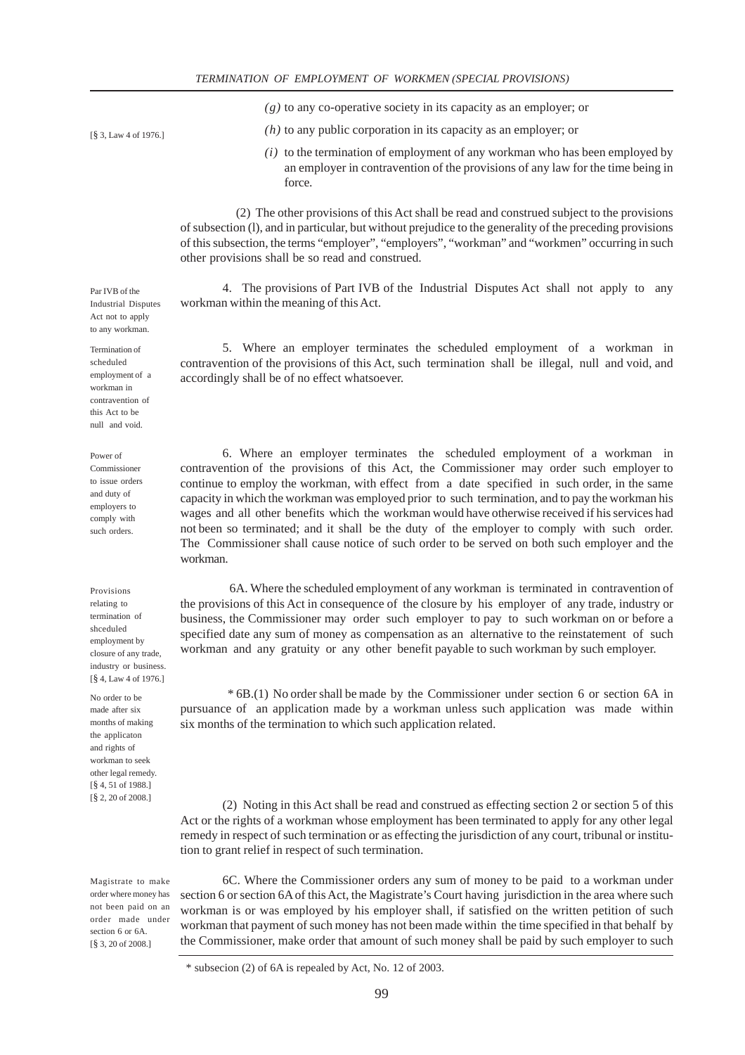*(g)* to any co-operative society in its capacity as an employer; or

[§ 3, Law 4 of 1976.]

*(h)* to any public corporation in its capacity as an employer; or

*(i)* to the termination of employment of any workman who has been employed by an employer in contravention of the provisions of any law for the time being in force.

(2) The other provisions of this Act shall be read and construed subject to the provisions of subsection (l), and in particular, but without prejudice to the generality of the preceding provisions of this subsection, the terms "employer", "employers", "workman" and "workmen" occurring in such other provisions shall be so read and construed.

Par IVB of the Industrial Disputes Act not to apply to any workman.

4. The provisions of Part IVB of the Industrial Disputes Act shall not apply to any workman within the meaning of this Act.

Termination of scheduled employment of a workman in contravention of this Act to be null and void.

5. Where an employer terminates the scheduled employment of a workman in contravention of the provisions of this Act, such termination shall be illegal, null and void, and accordingly shall be of no effect whatsoever.

Power of Commissioner to issue orders and duty of employers to comply with such orders.

6. Where an employer terminates the scheduled employment of a workman in contravention of the provisions of this Act, the Commissioner may order such employer to continue to employ the workman, with effect from a date specified in such order, in the same capacity in which the workman was employed prior to such termination, and to pay the workman his wages and all other benefits which the workman would have otherwise received if his services had not been so terminated; and it shall be the duty of the employer to comply with such order. The Commissioner shall cause notice of such order to be served on both such employer and the workman.

Provisions relating to termination of shceduled employment by closure of any trade, industry or business. [§ 4, Law 4 of 1976.]

6A. Where the scheduled employment of any workman is terminated in contravention of the provisions of this Act in consequence of the closure by his employer of any trade, industry or business, the Commissioner may order such employer to pay to such workman on or before a specified date any sum of money as compensation as an alternative to the reinstatement of such workman and any gratuity or any other benefit payable to such workman by such employer.

No order to be made after six months of making the applicaton and rights of workman to seek other legal remedy. [§ 4, 51 of 1988.] [§ 2, 20 of 2008.]

* 6B.(1) No order shall be made by the Commissioner under section 6 or section 6A in pursuance of an application made by a workman unless such application was made within six months of the termination to which such application related.

(2) Noting in this Act shall be read and construed as effecting section 2 or section 5 of this Act or the rights of a workman whose employment has been terminated to apply for any other legal remedy in respect of such termination or as effecting the jurisdiction of any court, tribunal or institution to grant relief in respect of such termination.

Magistrate to make order where money has not been paid on an order made under section 6 or 6A. [§ 3, 20 of 2008.]

6C. Where the Commissioner orders any sum of money to be paid to a workman under section 6 or section 6A of this Act, the Magistrate's Court having jurisdiction in the area where such workman is or was employed by his employer shall, if satisfied on the written petition of such workman that payment of such money has not been made within the time specified in that behalf by the Commissioner, make order that amount of such money shall be paid by such employer to such

\* subsecion (2) of 6A is repealed by Act, No. 12 of 2003.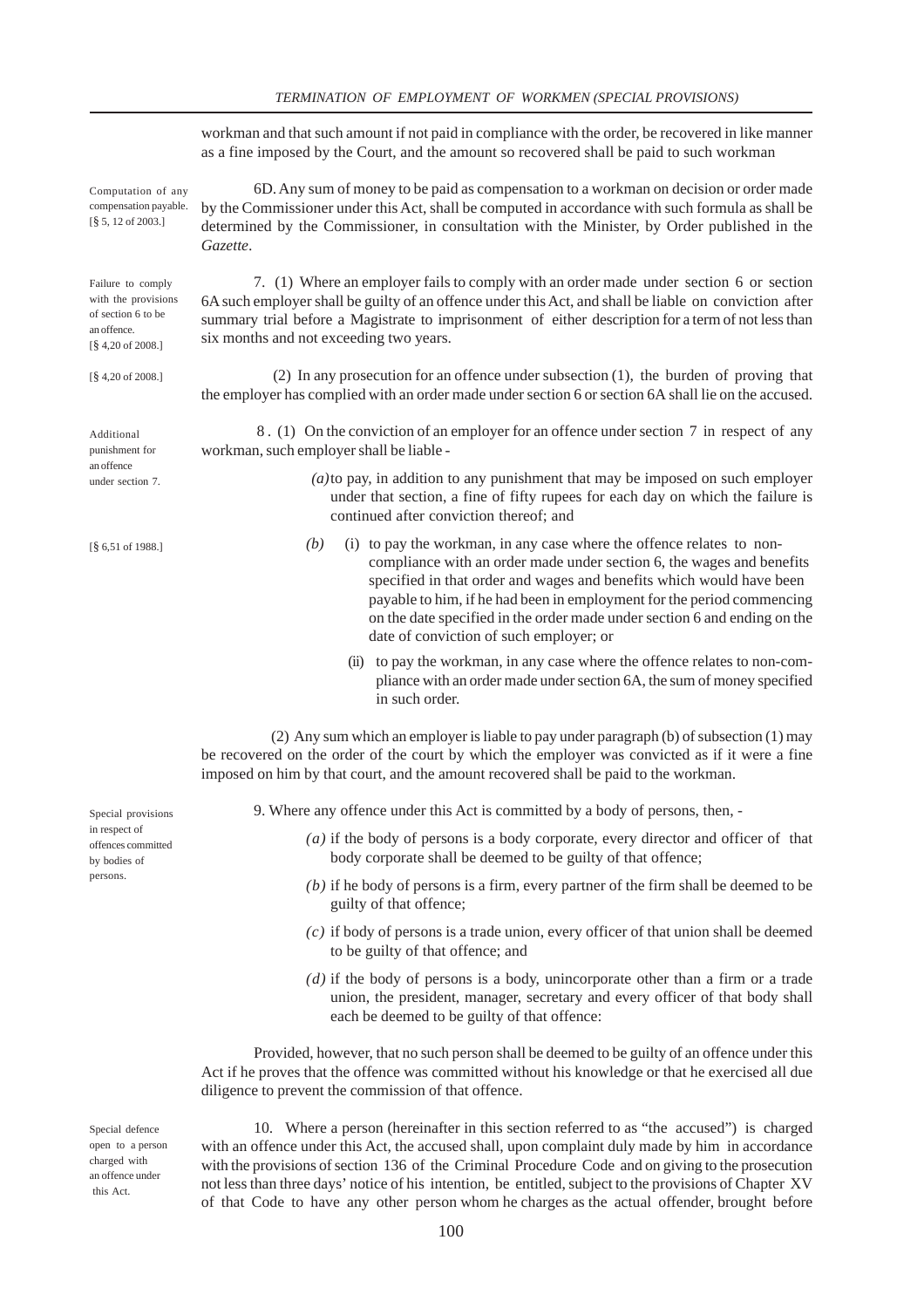workman and that such amount if not paid in compliance with the order, be recovered in like manner as a fine imposed by the Court, and the amount so recovered shall be paid to such workman

Computation of any compensation payable. [§ 5, 12 of 2003.]

6D. Any sum of money to be paid as compensation to a workman on decision or order made by the Commissioner under this Act, shall be computed in accordance with such formula as shall be determined by the Commissioner, in consultation with the Minister, by Order published in the *Gazette*.

Failure to comply with the provisions of section 6 to be an offence. [§ 4,20 of 2008.]

7. (1) Where an employer fails to comply with an order made under section 6 or section 6A such employer shall be guilty of an offence under this Act, and shall be liable on conviction after summary trial before a Magistrate to imprisonment of either description for a term of not less than six months and not exceeding two years.

[§ 4,20 of 2008.]

(2) In any prosecution for an offence under subsection (1), the burden of proving that the employer has complied with an order made under section 6 or section 6A shall lie on the accused.

Additional punishment for an offence under section 7.

8 . (1) On the conviction of an employer for an offence under section 7 in respect of any workman, such employer shall be liable -

*(a)* to pay, in addition to any punishment that may be imposed on such employer under that section, a fine of fifty rupees for each day on which the failure is continued after conviction thereof; and

[§ 6,51 of 1988.]

*(b)* (i) to pay the workman, in any case where the offence relates to non-compliance with an order made under section 6, the wages and benefits specified in that order and wages and benefits which would have been payable to him, if he had been in employment for the period commencing on the date specified in the order made under section 6 and ending on the date of conviction of such employer; or

(ii) to pay the workman, in any case where the offence relates to non-compliance with an order made under section 6A, the sum of money specified in such order.

(2) Any sum which an employer is liable to pay under paragraph (b) of subsection (1) may be recovered on the order of the court by which the employer was convicted as if it were a fine imposed on him by that court, and the amount recovered shall be paid to the workman.

Special provisions in respect of offences committed by bodies of persons.

9. Where any offence under this Act is committed by a body of persons, then, -

*(a)* if the body of persons is a body corporate, every director and officer of that body corporate shall be deemed to be guilty of that offence;

*(b)* if he body of persons is a firm, every partner of the firm shall be deemed to be guilty of that offence;

*(c)* if body of persons is a trade union, every officer of that union shall be deemed to be guilty of that offence; and

*(d)* if the body of persons is a body, unincorporate other than a firm or a trade union, the president, manager, secretary and every officer of that body shall each be deemed to be guilty of that offence:

Provided, however, that no such person shall be deemed to be guilty of an offence under this Act if he proves that the offence was committed without his knowledge or that he exercised all due diligence to prevent the commission of that offence.

Special defence open to a person charged with an offence under this Act.

10. Where a person (hereinafter in this section referred to as "the accused") is charged with an offence under this Act, the accused shall, upon complaint duly made by him in accordance with the provisions of section 136 of the Criminal Procedure Code and on giving to the prosecution not less than three days' notice of his intention, be entitled, subject to the provisions of Chapter XV of that Code to have any other person whom he charges as the actual offender, brought before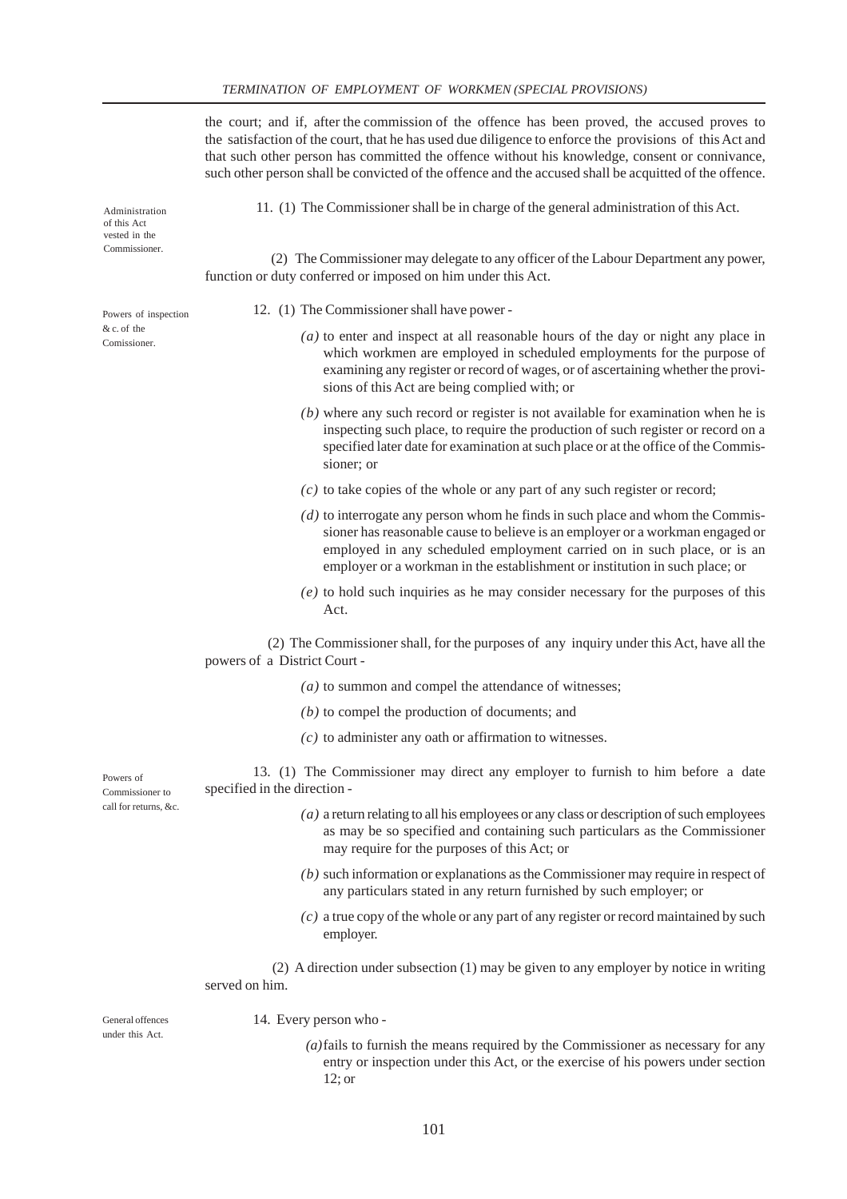the court; and if, after the commission of the offence has been proved, the accused proves to the satisfaction of the court, that he has used due diligence to enforce the provisions of this Act and that such other person has committed the offence without his knowledge, consent or connivance, such other person shall be convicted of the offence and the accused shall be acquitted of the offence.

Administration of this Act vested in the Commissioner.

11. (1) The Commissioner shall be in charge of the general administration of this Act.

(2) The Commissioner may delegate to any officer of the Labour Department any power, function or duty conferred or imposed on him under this Act.

Powers of inspection & c. of the Comissioner.

12. (1) The Commissioner shall have power -

*(a)* to enter and inspect at all reasonable hours of the day or night any place in which workmen are employed in scheduled employments for the purpose of examining any register or record of wages, or of ascertaining whether the provisions of this Act are being complied with; or

*(b)* where any such record or register is not available for examination when he is inspecting such place, to require the production of such register or record on a specified later date for examination at such place or at the office of the Commissioner; or

*(c)* to take copies of the whole or any part of any such register or record;

*(d)* to interrogate any person whom he finds in such place and whom the Commissioner has reasonable cause to believe is an employer or a workman engaged or employed in any scheduled employment carried on in such place, or is an employer or a workman in the establishment or institution in such place; or

*(e)* to hold such inquiries as he may consider necessary for the purposes of this Act.

(2) The Commissioner shall, for the purposes of any inquiry under this Act, have all the powers of a District Court -

*(a)* to summon and compel the attendance of witnesses;

*(b)* to compel the production of documents; and

*(c)* to administer any oath or affirmation to witnesses.

Powers of Commissioner to call for returns, &c.

13. (1) The Commissioner may direct any employer to furnish to him before a date specified in the direction -

*(a)* a return relating to all his employees or any class or description of such employees as may be so specified and containing such particulars as the Commissioner may require for the purposes of this Act; or

*(b)* such information or explanations as the Commissioner may require in respect of any particulars stated in any return furnished by such employer; or

*(c)* a true copy of the whole or any part of any register or record maintained by such employer.

(2) A direction under subsection (1) may be given to any employer by notice in writing served on him.

General offences under this Act.

14. Every person who -

*(a)* fails to furnish the means required by the Commissioner as necessary for any entry or inspection under this Act, or the exercise of his powers under section 12; or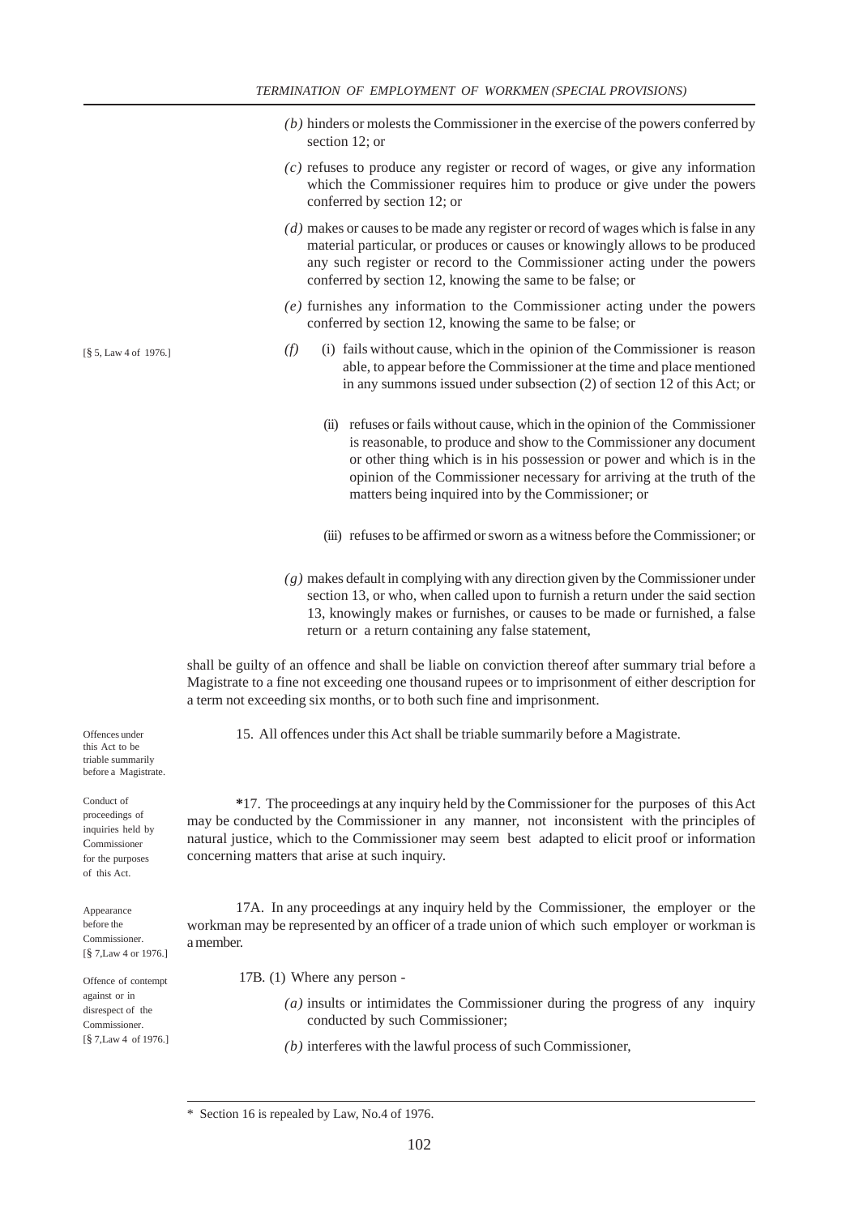*(b)* hinders or molests the Commissioner in the exercise of the powers conferred by section 12; or

*(c)* refuses to produce any register or record of wages, or give any information which the Commissioner requires him to produce or give under the powers conferred by section 12; or

*(d)* makes or causes to be made any register or record of wages which is false in any material particular, or produces or causes or knowingly allows to be produced any such register or record to the Commissioner acting under the powers conferred by section 12, knowing the same to be false; or

*(e)* furnishes any information to the Commissioner acting under the powers conferred by section 12, knowing the same to be false; or

[§ 5, Law 4 of 1976.]

*(f)* (i) fails without cause, which in the opinion of the Commissioner is reason able, to appear before the Commissioner at the time and place mentioned in any summons issued under subsection (2) of section 12 of this Act; or

(ii) refuses or fails without cause, which in the opinion of the Commissioner is reasonable, to produce and show to the Commissioner any document or other thing which is in his possession or power and which is in the opinion of the Commissioner necessary for arriving at the truth of the matters being inquired into by the Commissioner; or

(iii) refuses to be affirmed or sworn as a witness before the Commissioner; or

*(g)* makes default in complying with any direction given by the Commissioner under section 13, or who, when called upon to furnish a return under the said section 13, knowingly makes or furnishes, or causes to be made or furnished, a false return or a return containing any false statement,

shall be guilty of an offence and shall be liable on conviction thereof after summary trial before a Magistrate to a fine not exceeding one thousand rupees or to imprisonment of either description for a term not exceeding six months, or to both such fine and imprisonment.

Offences under this Act to be triable summarily before a Magistrate.

15. All offences under this Act shall be triable summarily before a Magistrate.

Conduct of proceedings of inquiries held by Commissioner for the purposes of this Act.

*17. The proceedings at any inquiry held by the Commissioner for the purposes of this Act may be conducted by the Commissioner in any manner, not inconsistent with the principles of natural justice, which to the Commissioner may seem best adapted to elicit proof or information concerning matters that arise at such inquiry.

Appearance before the Commissioner. [§ 7,Law 4 or 1976.]

17A. In any proceedings at any inquiry held by the Commissioner, the employer or the workman may be represented by an officer of a trade union of which such employer or workman is a member.

Offence of contempt against or in disrespect of the Commissioner. [§ 7,Law 4 of 1976.]

17B. (1) Where any person -

*(a)* insults or intimidates the Commissioner during the progress of any inquiry conducted by such Commissioner;

*(b)* interferes with the lawful process of such Commissioner,

---

\* Section 16 is repealed by Law, No.4 of 1976.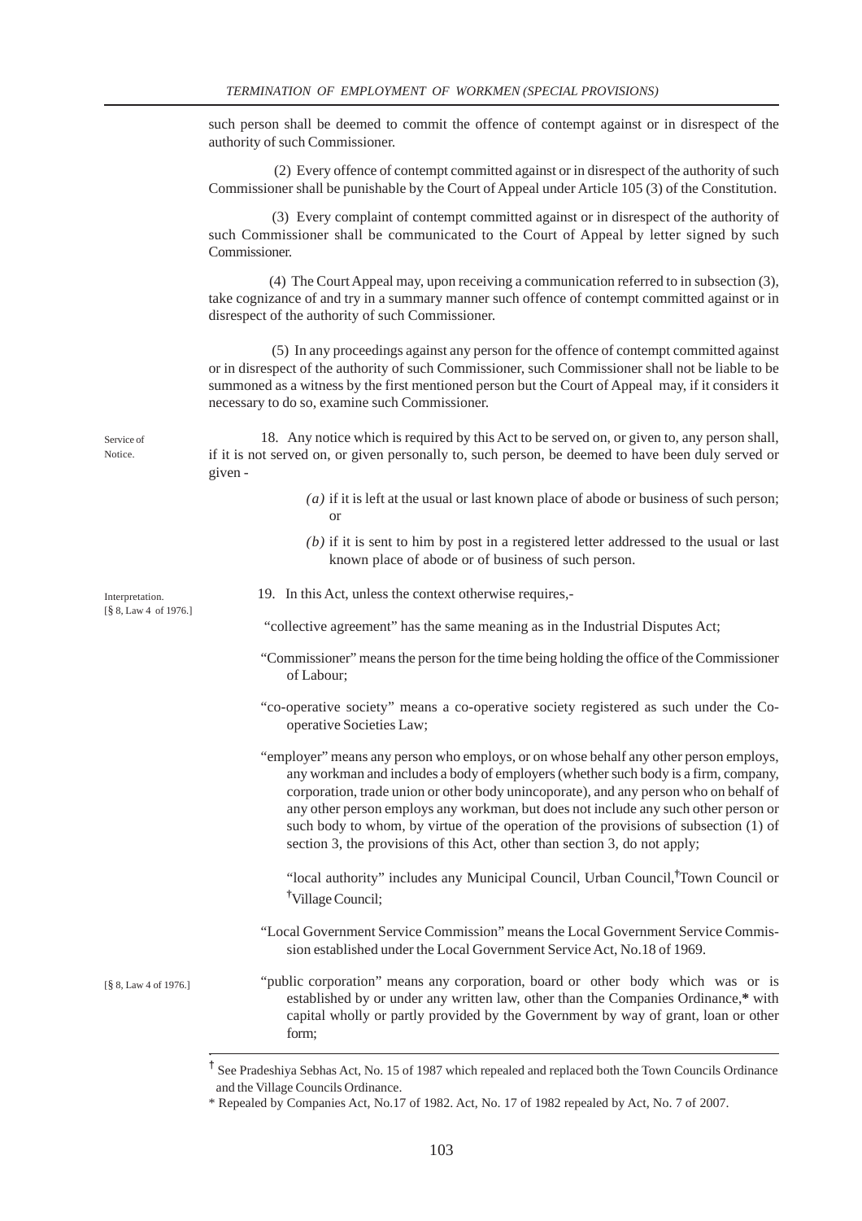such person shall be deemed to commit the offence of contempt against or in disrespect of the authority of such Commissioner.

(2) Every offence of contempt committed against or in disrespect of the authority of such Commissioner shall be punishable by the Court of Appeal under Article 105 (3) of the Constitution.

(3) Every complaint of contempt committed against or in disrespect of the authority of such Commissioner shall be communicated to the Court of Appeal by letter signed by such Commissioner.

(4) The Court Appeal may, upon receiving a communication referred to in subsection (3), take cognizance of and try in a summary manner such offence of contempt committed against or in disrespect of the authority of such Commissioner.

(5) In any proceedings against any person for the offence of contempt committed against or in disrespect of the authority of such Commissioner, such Commissioner shall not be liable to be summoned as a witness by the first mentioned person but the Court of Appeal may, if it considers it necessary to do so, examine such Commissioner.

Service of Notice.

18. Any notice which is required by this Act to be served on, or given to, any person shall, if it is not served on, or given personally to, such person, be deemed to have been duly served or given -

*(a)* if it is left at the usual or last known place of abode or business of such person; or

*(b)* if it is sent to him by post in a registered letter addressed to the usual or last known place of abode or of business of such person.

Interpretation. [§ 8, Law 4 of 1976.]

19. In this Act, unless the context otherwise requires,-

"collective agreement" has the same meaning as in the Industrial Disputes Act;

"Commissioner" means the person for the time being holding the office of the Commissioner of Labour;

"co-operative society" means a co-operative society registered as such under the Co-operative Societies Law;

"employer" means any person who employs, or on whose behalf any other person employs, any workman and includes a body of employers (whether such body is a firm, company, corporation, trade union or other body unincoporate), and any person who on behalf of any other person employs any workman, but does not include any such other person or such body to whom, by virtue of the operation of the provisions of subsection (1) of section 3, the provisions of this Act, other than section 3, do not apply;

"local authority" includes any Municipal Council, Urban Council,[†]Town Council or [†]Village Council;

"Local Government Service Commission" means the Local Government Service Commission established under the Local Government Service Act, No.18 of 1969.

[§ 8, Law 4 of 1976.]

"public corporation" means any corporation, board or other body which was or is established by or under any written law, other than the Companies Ordinance,* with capital wholly or partly provided by the Government by way of grant, loan or other form;

---

[†] See Pradeshiya Sebhas Act, No. 15 of 1987 which repealed and replaced both the Town Councils Ordinance and the Village Councils Ordinance.

\* Repealed by Companies Act, No.17 of 1982. Act, No. 17 of 1982 repealed by Act, No. 7 of 2007.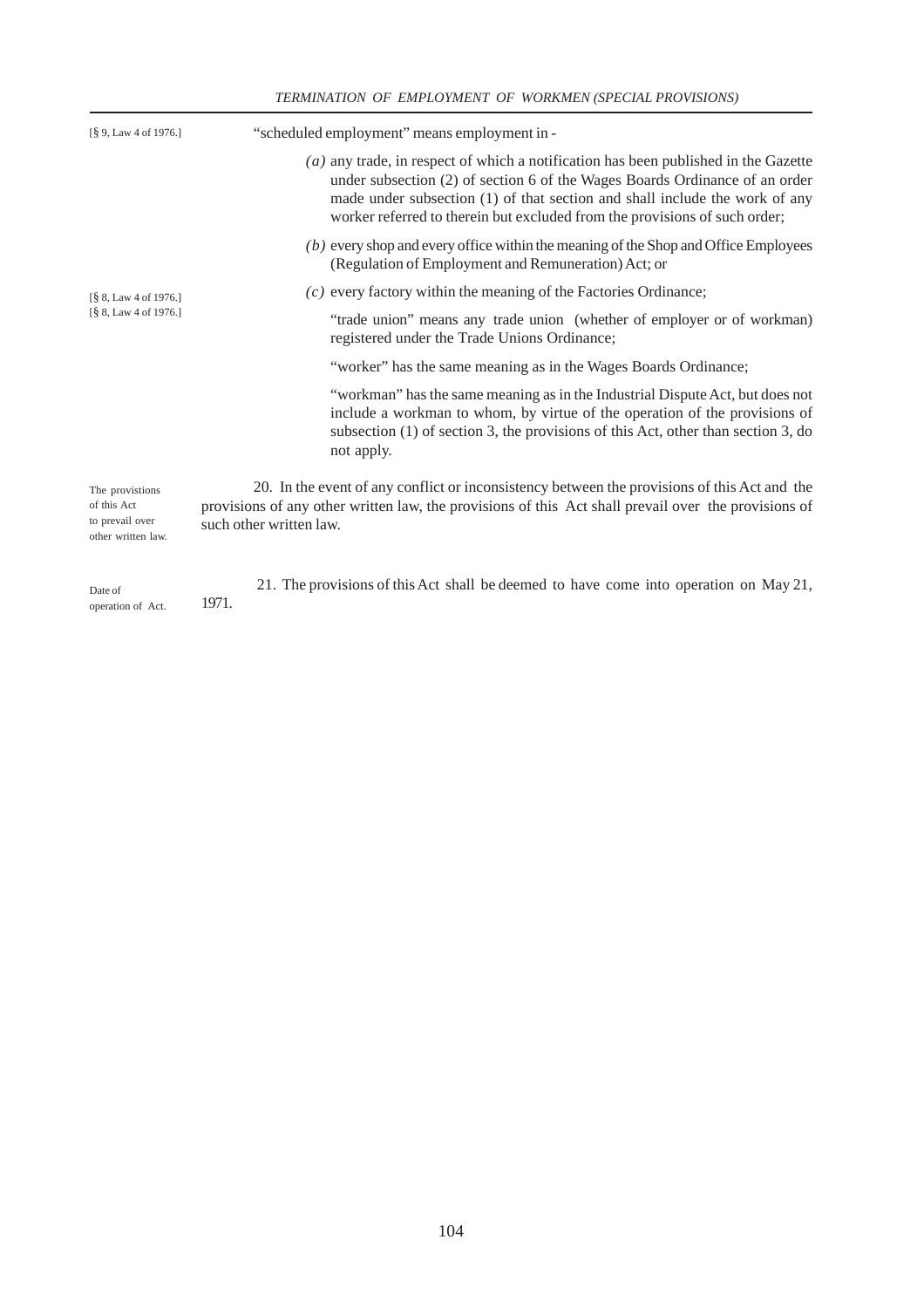[§ 9, Law 4 of 1976.]

"scheduled employment" means employment in -

*(a)* any trade, in respect of which a notification has been published in the Gazette under subsection (2) of section 6 of the Wages Boards Ordinance of an order made under subsection (1) of that section and shall include the work of any worker referred to therein but excluded from the provisions of such order;

*(b)* every shop and every office within the meaning of the Shop and Office Employees (Regulation of Employment and Remuneration) Act; or

*(c)* every factory within the meaning of the Factories Ordinance;

[§ 8, Law 4 of 1976.]
[§ 8, Law 4 of 1976.]

"trade union" means any trade union (whether of employer or of workman) registered under the Trade Unions Ordinance;

"worker" has the same meaning as in the Wages Boards Ordinance;

"workman" has the same meaning as in the Industrial Dispute Act, but does not include a workman to whom, by virtue of the operation of the provisions of subsection (1) of section 3, the provisions of this Act, other than section 3, do not apply.

The provistions of this Act to prevail over other written law.

20. In the event of any conflict or inconsistency between the provisions of this Act and the provisions of any other written law, the provisions of this Act shall prevail over the provisions of such other written law.

Date of operation of Act.

21. The provisions of this Act shall be deemed to have come into operation on May 21, 1971.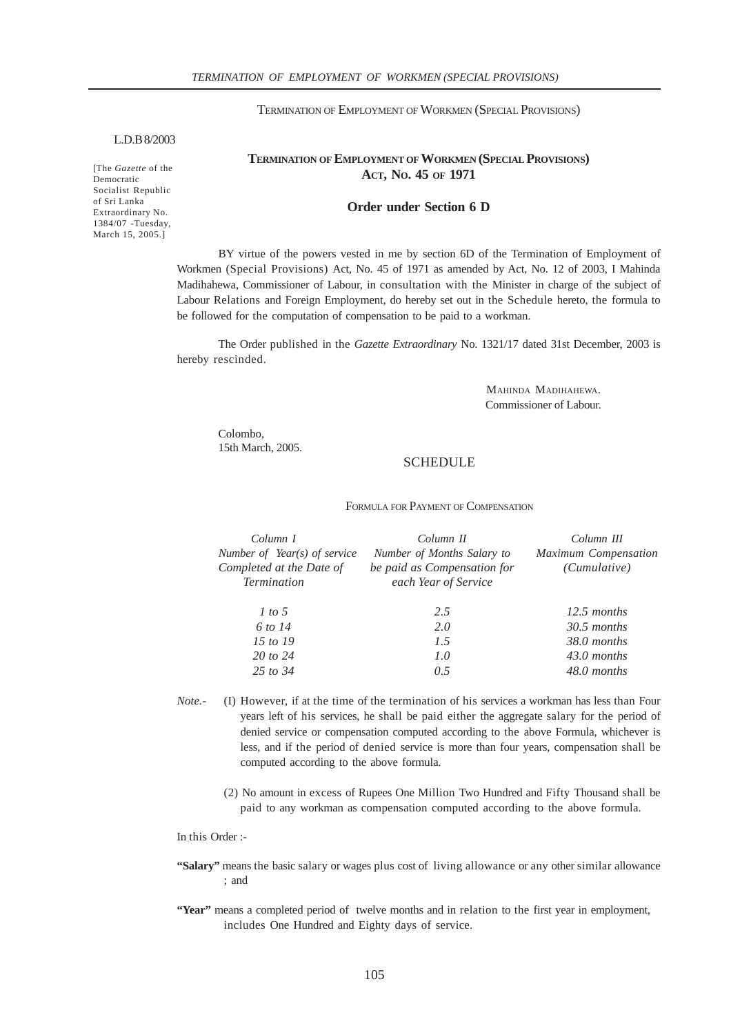TERMINATION OF EMPLOYMENT OF WORKMEN (SPECIAL PROVISIONS)

L.D.B 8/2003

[The *Gazette* of the Democratic Socialist Republic of Sri Lanka Extraordinary No. 1384/07 -Tuesday, March 15, 2005.]

## TERMINATION OF EMPLOYMENT OF WORKMEN (SPECIAL PROVISIONS) ACT, NO. 45 OF 1971

### Order under Section 6 D

BY virtue of the powers vested in me by section 6D of the Termination of Employment of Workmen (Special Provisions) Act, No. 45 of 1971 as amended by Act, No. 12 of 2003, I Mahinda Madihahewa, Commissioner of Labour, in consultation with the Minister in charge of the subject of Labour Relations and Foreign Employment, do hereby set out in the Schedule hereto, the formula to be followed for the computation of compensation to be paid to a workman.

The Order published in the *Gazette Extraordinary* No. 1321/17 dated 31st December, 2003 is hereby rescinded.

MAHINDA MADIHAHEWA.
Commissioner of Labour.

Colombo,
15th March, 2005.

## SCHEDULE

FORMULA FOR PAYMENT OF COMPENSATION

| *Column I* *Number of Year(s) of service Completed at the Date of Termination* | *Column II* *Number of Months Salary to be paid as Compensation for each Year of Service* | *Column III* *Maximum Compensation (Cumulative)* |
|---|---|---|
| *1 to 5* | *2.5* | *12.5 months* |
| *6 to 14* | *2.0* | *30.5 months* |
| *15 to 19* | *1.5* | *38.0 months* |
| *20 to 24* | *1.0* | *43.0 months* |
| *25 to 34* | *0.5* | *48.0 months* |

*Note.-* (I) However, if at the time of the termination of his services a workman has less than Four years left of his services, he shall be paid either the aggregate salary for the period of denied service or compensation computed according to the above Formula, whichever is less, and if the period of denied service is more than four years, compensation shall be computed according to the above formula.

(2) No amount in excess of Rupees One Million Two Hundred and Fifty Thousand shall be paid to any workman as compensation computed according to the above formula.

In this Order :-

**"Salary"** means the basic salary or wages plus cost of living allowance or any other similar allowance ; and

**"Year"** means a completed period of twelve months and in relation to the first year in employment, includes One Hundred and Eighty days of service.